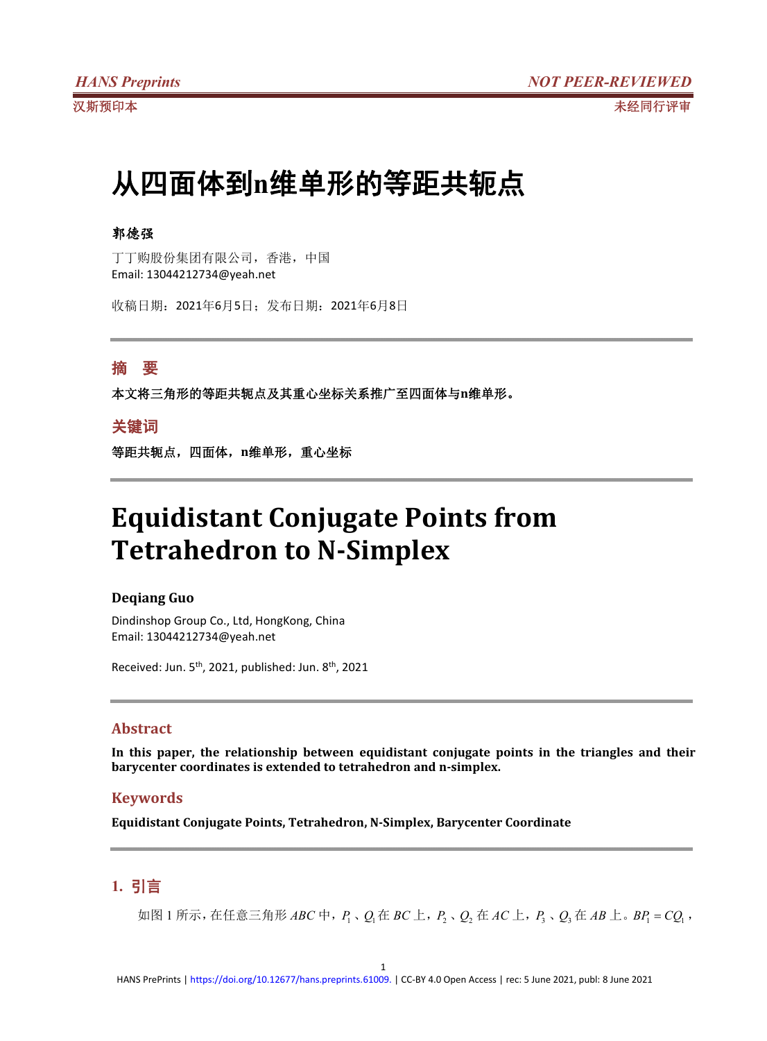# 从四面体到n维单形的等距共轭点

**郭德强**

丁丁购股份集团有限公司，香港，中国
Email: 13044212734@yeah.net

收稿日期：2021年6月5日；发布日期：2021年6月8日

## 摘 要

**本文将三角形的等距共轭点及其重心坐标关系推广至四面体与n维单形。**

## 关键词

**等距共轭点，四面体，n维单形，重心坐标**

# Equidistant Conjugate Points from Tetrahedron to N-Simplex

**Deqiang Guo**

Dindinshop Group Co., Ltd, HongKong, China
Email: 13044212734@yeah.net

Received: Jun. 5th, 2021, published: Jun. 8th, 2021

## Abstract

**In this paper, the relationship between equidistant conjugate points in the triangles and their barycenter coordinates is extended to tetrahedron and n-simplex.**

## Keywords

**Equidistant Conjugate Points, Tetrahedron, N-Simplex, Barycenter Coordinate**

## 1. 引言

如图1所示，在任意三角形 $ABC$ 中，$P_1$、$Q_1$ 在 $BC$ 上，$P_2$、$Q_2$ 在 $AC$ 上，$P_3$、$Q_3$ 在 $AB$ 上。$BP_1 = CQ_1$，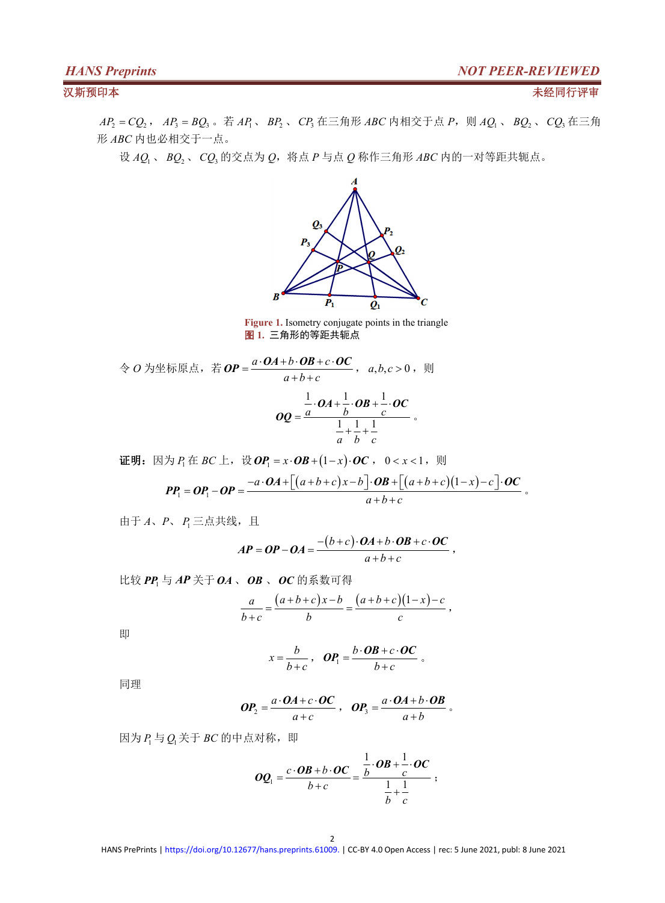$AP_2 = CQ_2$，$AP_3 = BQ_3$。若 $AP_1$、$BP_2$、$CP_3$ 在三角形 $ABC$ 内相交于点 $P$，则 $AQ_1$、$BQ_2$、$CQ_3$ 在三角形 $ABC$ 内也必相交于一点。

设 $AQ_1$、$BQ_2$、$CQ_3$ 的交点为 $Q$，将点 $P$ 与点 $Q$ 称作三角形 $ABC$ 内的一对等距共轭点。

Figure 1. Isometry conjugate points in the triangle
图 1. 三角形的等距共轭点

令 $O$ 为坐标原点，若 $\boldsymbol{OP} = \dfrac{a \cdot \boldsymbol{OA} + b \cdot \boldsymbol{OB} + c \cdot \boldsymbol{OC}}{a+b+c}$，$a,b,c>0$，则

$$\boldsymbol{OQ} = \frac{\frac{1}{a}\cdot \boldsymbol{OA} + \frac{1}{b}\cdot \boldsymbol{OB} + \frac{1}{c}\cdot \boldsymbol{OC}}{\frac{1}{a}+\frac{1}{b}+\frac{1}{c}}。$$

**证明**：因为 $P_1$ 在 $BC$ 上，设 $\boldsymbol{OP_1} = x \cdot \boldsymbol{OB} + (1-x)\cdot \boldsymbol{OC}$，$0<x<1$，则

$$\boldsymbol{PP_1} = \boldsymbol{OP_1} - \boldsymbol{OP} = \frac{-a\cdot \boldsymbol{OA} + \left[(a+b+c)x - b\right]\cdot \boldsymbol{OB} + \left[(a+b+c)(1-x) - c\right]\cdot \boldsymbol{OC}}{a+b+c}。$$

由于 $A$、$P$、$P_1$ 三点共线，且

$$\boldsymbol{AP} = \boldsymbol{OP} - \boldsymbol{OA} = \frac{-(b+c)\cdot \boldsymbol{OA} + b\cdot \boldsymbol{OB} + c\cdot \boldsymbol{OC}}{a+b+c},$$

比较 $\boldsymbol{PP_1}$ 与 $\boldsymbol{AP}$ 关于 $\boldsymbol{OA}$、$\boldsymbol{OB}$、$\boldsymbol{OC}$ 的系数可得

$$\frac{a}{b+c} = \frac{(a+b+c)x - b}{b} = \frac{(a+b+c)(1-x) - c}{c},$$

即

$$x = \frac{b}{b+c},\quad \boldsymbol{OP_1} = \frac{b\cdot \boldsymbol{OB} + c\cdot \boldsymbol{OC}}{b+c}。$$

同理

$$\boldsymbol{OP_2} = \frac{a\cdot \boldsymbol{OA} + c\cdot \boldsymbol{OC}}{a+c},\quad \boldsymbol{OP_3} = \frac{a\cdot \boldsymbol{OA} + b\cdot \boldsymbol{OB}}{a+b}。$$

因为 $P_1$ 与 $Q_1$ 关于 $BC$ 的中点对称，即

$$\boldsymbol{OQ_1} = \frac{c\cdot \boldsymbol{OB} + b\cdot \boldsymbol{OC}}{b+c} = \frac{\frac{1}{b}\cdot \boldsymbol{OB} + \frac{1}{c}\cdot \boldsymbol{OC}}{\frac{1}{b}+\frac{1}{c}};$$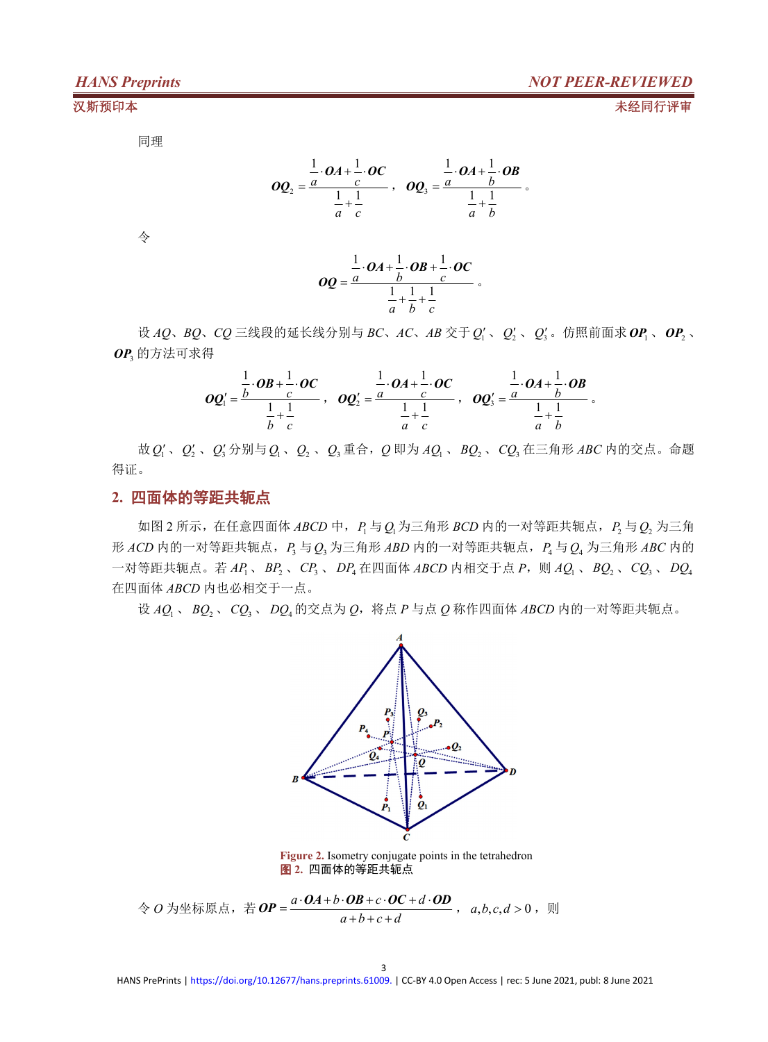同理

$$\boldsymbol{OQ}_2=\frac{\frac{1}{a}\cdot\boldsymbol{OA}+\frac{1}{c}\cdot\boldsymbol{OC}}{\frac{1}{a}+\frac{1}{c}},\quad \boldsymbol{OQ}_3=\frac{\frac{1}{a}\cdot\boldsymbol{OA}+\frac{1}{b}\cdot\boldsymbol{OB}}{\frac{1}{a}+\frac{1}{b}}。$$

令

$$\boldsymbol{OQ}=\frac{\frac{1}{a}\cdot\boldsymbol{OA}+\frac{1}{b}\cdot\boldsymbol{OB}+\frac{1}{c}\cdot\boldsymbol{OC}}{\frac{1}{a}+\frac{1}{b}+\frac{1}{c}}。$$

设 $AQ$、$BQ$、$CQ$ 三线段的延长线分别与 $BC$、$AC$、$AB$ 交于 $Q_1'$、$Q_2'$、$Q_3'$。仿照前面求 $\boldsymbol{OP}_1$、$\boldsymbol{OP}_2$、$\boldsymbol{OP}_3$ 的方法可求得

$$\boldsymbol{OQ}_1'=\frac{\frac{1}{b}\cdot\boldsymbol{OB}+\frac{1}{c}\cdot\boldsymbol{OC}}{\frac{1}{b}+\frac{1}{c}},\quad \boldsymbol{OQ}_2'=\frac{\frac{1}{a}\cdot\boldsymbol{OA}+\frac{1}{c}\cdot\boldsymbol{OC}}{\frac{1}{a}+\frac{1}{c}},\quad \boldsymbol{OQ}_3'=\frac{\frac{1}{a}\cdot\boldsymbol{OA}+\frac{1}{b}\cdot\boldsymbol{OB}}{\frac{1}{a}+\frac{1}{b}}。$$

故 $Q_1'$、$Q_2'$、$Q_3'$ 分别与 $Q_1$、$Q_2$、$Q_3$ 重合，$Q$ 即为 $AQ_1$、$BQ_2$、$CQ_3$ 在三角形 $ABC$ 内的交点。命题得证。

## 2. 四面体的等距共轭点

如图 2 所示，在任意四面体 $ABCD$ 中，$P_1$ 与 $Q_1$ 为三角形 $BCD$ 内的一对等距共轭点，$P_2$ 与 $Q_2$ 为三角形 $ACD$ 内的一对等距共轭点，$P_3$ 与 $Q_3$ 为三角形 $ABD$ 内的一对等距共轭点，$P_4$ 与 $Q_4$ 为三角形 $ABC$ 内的一对等距共轭点。若 $AP_1$、$BP_2$、$CP_3$、$DP_4$ 在四面体 $ABCD$ 内相交于点 $P$，则 $AQ_1$、$BQ_2$、$CQ_3$、$DQ_4$ 在四面体 $ABCD$ 内也必相交于一点。

设 $AQ_1$、$BQ_2$、$CQ_3$、$DQ_4$ 的交点为 $Q$，将点 $P$ 与点 $Q$ 称作四面体 $ABCD$ 内的一对等距共轭点。

**Figure 2.** Isometry conjugate points in the tetrahedron
**图 2.** 四面体的等距共轭点

令 $O$ 为坐标原点，若 $\boldsymbol{OP}=\dfrac{a\cdot\boldsymbol{OA}+b\cdot\boldsymbol{OB}+c\cdot\boldsymbol{OC}+d\cdot\boldsymbol{OD}}{a+b+c+d}$，$a,b,c,d>0$，则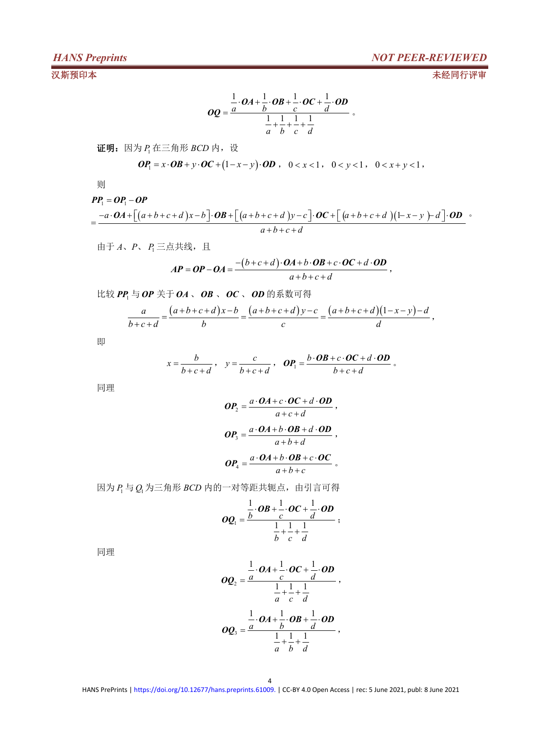$$\boldsymbol{OQ}=\frac{\frac{1}{a}\cdot\boldsymbol{OA}+\frac{1}{b}\cdot\boldsymbol{OB}+\frac{1}{c}\cdot\boldsymbol{OC}+\frac{1}{d}\cdot\boldsymbol{OD}}{\frac{1}{a}+\frac{1}{b}+\frac{1}{c}+\frac{1}{d}}。$$

**证明：** 因为 $P_1$ 在三角形 $BCD$ 内，设

$$\boldsymbol{OP_1}=x\cdot\boldsymbol{OB}+y\cdot\boldsymbol{OC}+(1-x-y)\cdot\boldsymbol{OD}，\quad 0<x<1，\quad 0<y<1，\quad 0<x+y<1，$$

则

$$\boldsymbol{PP_1}=\boldsymbol{OP_1}-\boldsymbol{OP}$$
$$=\frac{-a\cdot\boldsymbol{OA}+\left[(a+b+c+d)x-b\right]\cdot\boldsymbol{OB}+\left[(a+b+c+d)y-c\right]\cdot\boldsymbol{OC}+\left[(a+b+c+d)(1-x-y)-d\right]\cdot\boldsymbol{OD}}{a+b+c+d}。$$

由于 $A$、$P$、$P_1$ 三点共线，且

$$\boldsymbol{AP}=\boldsymbol{OP}-\boldsymbol{OA}=\frac{-(b+c+d)\cdot\boldsymbol{OA}+b\cdot\boldsymbol{OB}+c\cdot\boldsymbol{OC}+d\cdot\boldsymbol{OD}}{a+b+c+d}，$$

比较 $\boldsymbol{PP_1}$ 与 $\boldsymbol{OP}$ 关于 $\boldsymbol{OA}$、$\boldsymbol{OB}$、$\boldsymbol{OC}$、$\boldsymbol{OD}$ 的系数可得

$$\frac{a}{b+c+d}=\frac{(a+b+c+d)x-b}{b}=\frac{(a+b+c+d)y-c}{c}=\frac{(a+b+c+d)(1-x-y)-d}{d}，$$

即

$$x=\frac{b}{b+c+d}，\quad y=\frac{c}{b+c+d}，\quad \boldsymbol{OP_1}=\frac{b\cdot\boldsymbol{OB}+c\cdot\boldsymbol{OC}+d\cdot\boldsymbol{OD}}{b+c+d}。$$

同理

$$\boldsymbol{OP_2}=\frac{a\cdot\boldsymbol{OA}+c\cdot\boldsymbol{OC}+d\cdot\boldsymbol{OD}}{a+c+d}，$$

$$\boldsymbol{OP_3}=\frac{a\cdot\boldsymbol{OA}+b\cdot\boldsymbol{OB}+d\cdot\boldsymbol{OD}}{a+b+d}，$$

$$\boldsymbol{OP_4}=\frac{a\cdot\boldsymbol{OA}+b\cdot\boldsymbol{OB}+c\cdot\boldsymbol{OC}}{a+b+c}。$$

因为 $P_1$ 与 $Q_1$ 为三角形 $BCD$ 内的一对等距共轭点，由引言可得

$$\boldsymbol{OQ_1}=\frac{\frac{1}{b}\cdot\boldsymbol{OB}+\frac{1}{c}\cdot\boldsymbol{OC}+\frac{1}{d}\cdot\boldsymbol{OD}}{\frac{1}{b}+\frac{1}{c}+\frac{1}{d}}；$$

同理

$$\boldsymbol{OQ_2}=\frac{\frac{1}{a}\cdot\boldsymbol{OA}+\frac{1}{c}\cdot\boldsymbol{OC}+\frac{1}{d}\cdot\boldsymbol{OD}}{\frac{1}{a}+\frac{1}{c}+\frac{1}{d}}，$$

$$\boldsymbol{OQ_3}=\frac{\frac{1}{a}\cdot\boldsymbol{OA}+\frac{1}{b}\cdot\boldsymbol{OB}+\frac{1}{d}\cdot\boldsymbol{OD}}{\frac{1}{a}+\frac{1}{b}+\frac{1}{d}}，$$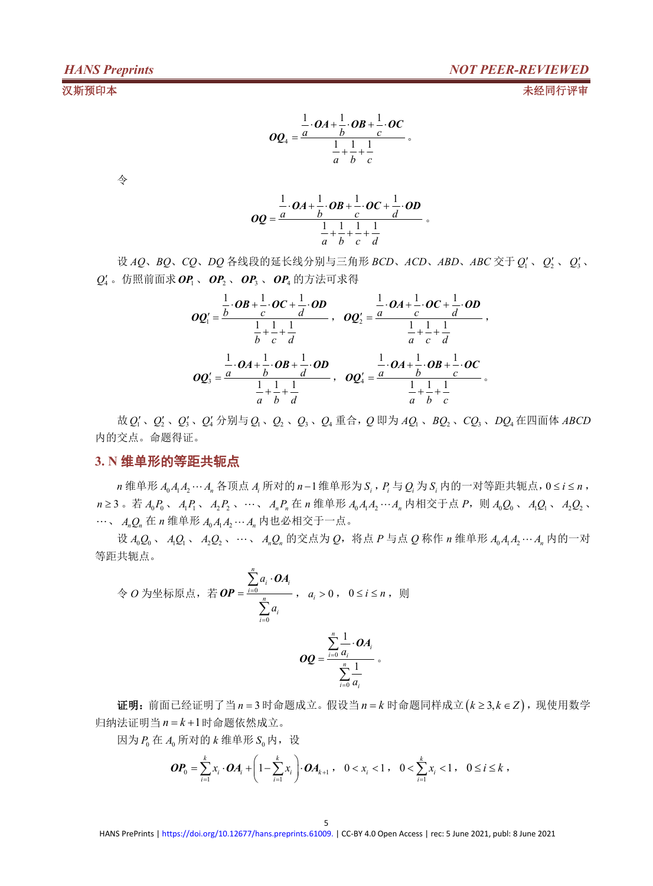$$\boldsymbol{OQ}_4=\frac{\frac{1}{a}\cdot\boldsymbol{OA}+\frac{1}{b}\cdot\boldsymbol{OB}+\frac{1}{c}\cdot\boldsymbol{OC}}{\frac{1}{a}+\frac{1}{b}+\frac{1}{c}}。$$

令

$$\boldsymbol{OQ}=\frac{\frac{1}{a}\cdot\boldsymbol{OA}+\frac{1}{b}\cdot\boldsymbol{OB}+\frac{1}{c}\cdot\boldsymbol{OC}+\frac{1}{d}\cdot\boldsymbol{OD}}{\frac{1}{a}+\frac{1}{b}+\frac{1}{c}+\frac{1}{d}}。$$

设 $AQ$、$BQ$、$CQ$、$DQ$ 各线段的延长线分别与三角形 $BCD$、$ACD$、$ABD$、$ABC$ 交于 $Q_1'$、$Q_2'$、$Q_3'$、$Q_4'$。仿照前面求 $\boldsymbol{OP}_1$、$\boldsymbol{OP}_2$、$\boldsymbol{OP}_3$、$\boldsymbol{OP}_4$ 的方法可求得

$$\boldsymbol{OQ}_1'=\frac{\frac{1}{b}\cdot\boldsymbol{OB}+\frac{1}{c}\cdot\boldsymbol{OC}+\frac{1}{d}\cdot\boldsymbol{OD}}{\frac{1}{b}+\frac{1}{c}+\frac{1}{d}},\quad \boldsymbol{OQ}_2'=\frac{\frac{1}{a}\cdot\boldsymbol{OA}+\frac{1}{c}\cdot\boldsymbol{OC}+\frac{1}{d}\cdot\boldsymbol{OD}}{\frac{1}{a}+\frac{1}{c}+\frac{1}{d}},$$

$$\boldsymbol{OQ}_3'=\frac{\frac{1}{a}\cdot\boldsymbol{OA}+\frac{1}{b}\cdot\boldsymbol{OB}+\frac{1}{d}\cdot\boldsymbol{OD}}{\frac{1}{a}+\frac{1}{b}+\frac{1}{d}},\quad \boldsymbol{OQ}_4'=\frac{\frac{1}{a}\cdot\boldsymbol{OA}+\frac{1}{b}\cdot\boldsymbol{OB}+\frac{1}{c}\cdot\boldsymbol{OC}}{\frac{1}{a}+\frac{1}{b}+\frac{1}{c}}。$$

故 $Q_1'$、$Q_2'$、$Q_3'$、$Q_4'$ 分别与 $Q_1$、$Q_2$、$Q_3$、$Q_4$ 重合，$Q$ 即为 $AQ_1$、$BQ_2$、$CQ_3$、$DQ_4$ 在四面体 $ABCD$ 内的交点。命题得证。

## 3. N 维单形的等距共轭点

$n$ 维单形 $A_0A_1A_2\cdots A_n$ 各顶点 $A_i$ 所对的 $n-1$ 维单形为 $S_i$，$P_i$ 与 $Q_i$ 为 $S_i$ 内的一对等距共轭点，$0\le i\le n$，$n\ge 3$。若 $A_0P_0$、$A_1P_1$、$A_2P_2$、$\cdots$、$A_nP_n$ 在 $n$ 维单形 $A_0A_1A_2\cdots A_n$ 内相交于点 $P$，则 $A_0Q_0$、$A_1Q_1$、$A_2Q_2$、$\cdots$、$A_nQ_n$ 在 $n$ 维单形 $A_0A_1A_2\cdots A_n$ 内也必相交于一点。

设 $A_0Q_0$、$A_1Q_1$、$A_2Q_2$、$\cdots$、$A_nQ_n$ 的交点为 $Q$，将点 $P$ 与点 $Q$ 称作 $n$ 维单形 $A_0A_1A_2\cdots A_n$ 内的一对等距共轭点。

令 $O$ 为坐标原点，若 $\boldsymbol{OP}=\dfrac{\sum_{i=0}^{n}a_i\cdot\boldsymbol{OA}_i}{\sum_{i=0}^{n}a_i}$，$a_i>0$，$0\le i\le n$，则

$$\boldsymbol{OQ}=\frac{\sum_{i=0}^{n}\frac{1}{a_i}\cdot\boldsymbol{OA}_i}{\sum_{i=0}^{n}\frac{1}{a_i}}。$$

**证明：**前面已经证明了当 $n=3$ 时命题成立。假设当 $n=k$ 时命题同样成立 $(k\ge 3,k\in Z)$，现使用数学归纳法证明当 $n=k+1$ 时命题依然成立。

因为 $P_0$ 在 $A_0$ 所对的 $k$ 维单形 $S_0$ 内，设

$$\boldsymbol{OP}_0=\sum_{i=1}^{k}x_i\cdot\boldsymbol{OA}_i+\left(1-\sum_{i=1}^{k}x_i\right)\cdot\boldsymbol{OA}_{k+1},\quad 0<x_i<1,\quad 0<\sum_{i=1}^{k}x_i<1,\quad 0\le i\le k,$$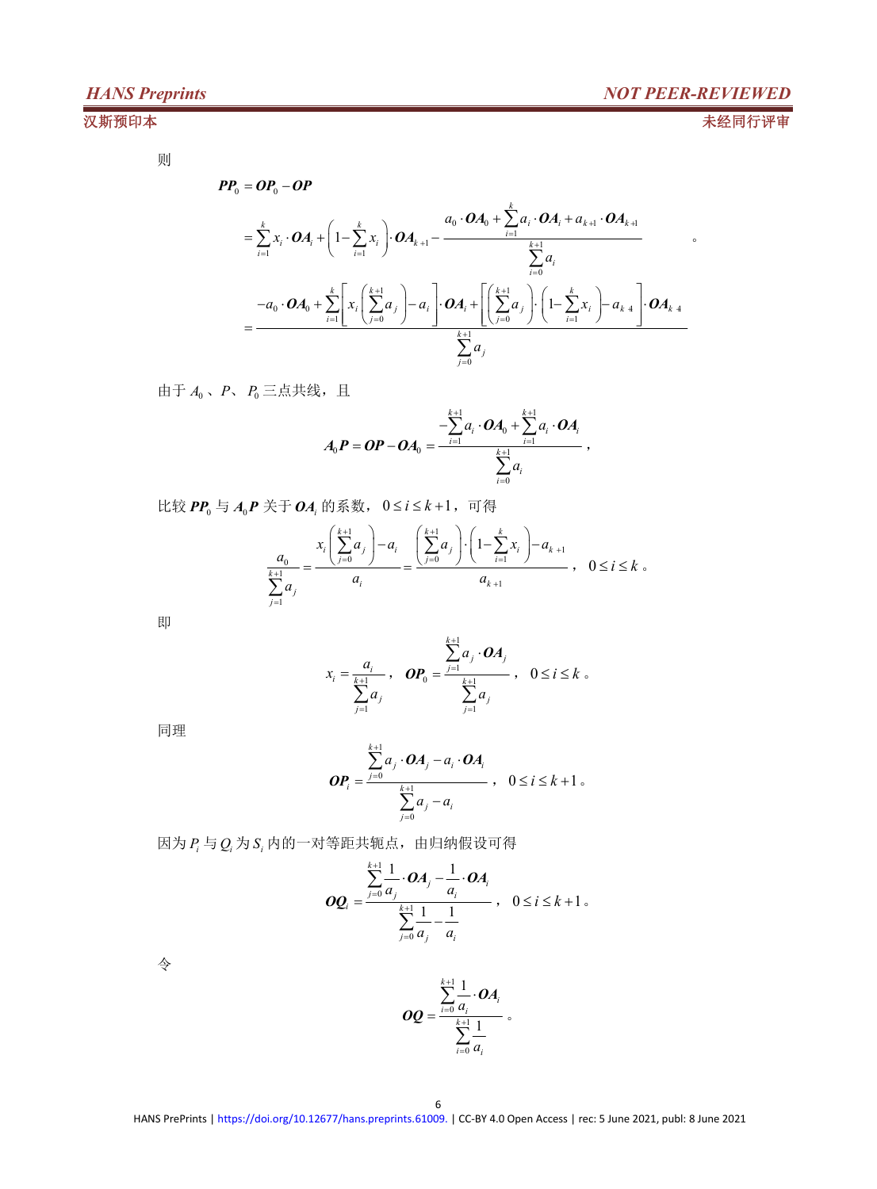则

$$
\begin{aligned}
\boldsymbol{PP}_0 &= \boldsymbol{OP}_0 - \boldsymbol{OP} \\
&= \sum_{i=1}^{k} x_i \cdot \boldsymbol{OA}_i + \left(1 - \sum_{i=1}^{k} x_i\right) \cdot \boldsymbol{OA}_{k+1} - \frac{a_0 \cdot \boldsymbol{OA}_0 + \sum_{i=1}^{k} a_i \cdot \boldsymbol{OA}_i + a_{k+1} \cdot \boldsymbol{OA}_{k+1}}{\sum_{i=0}^{k+1} a_i} \\
&= \frac{-a_0 \cdot \boldsymbol{OA}_0 + \sum_{i=1}^{k}\left[x_i\left(\sum_{j=0}^{k+1} a_j\right) - a_i\right] \cdot \boldsymbol{OA}_i + \left[\left(\sum_{j=0}^{k+1} a_j\right) \cdot \left(1 - \sum_{i=1}^{k} x_i\right) - a_{k+1}\right] \cdot \boldsymbol{OA}_{k+1}}{\sum_{j=0}^{k+1} a_j}
\end{aligned}
。
$$

由于 $A_0$、$P$、$P_0$ 三点共线，且

$$
\boldsymbol{A}_0\boldsymbol{P} = \boldsymbol{OP} - \boldsymbol{OA}_0 = \frac{-\sum_{i=1}^{k+1} a_i \cdot \boldsymbol{OA}_0 + \sum_{i=1}^{k+1} a_i \cdot \boldsymbol{OA}_i}{\sum_{i=0}^{k+1} a_i},
$$

比较 $\boldsymbol{PP}_0$ 与 $\boldsymbol{A}_0\boldsymbol{P}$ 关于 $\boldsymbol{OA}_i$ 的系数，$0 \le i \le k+1$，可得

$$
\frac{a_0}{\sum_{j=1}^{k+1} a_j} = \frac{x_i\left(\sum_{j=0}^{k+1} a_j\right) - a_i}{a_i} = \frac{\left(\sum_{j=0}^{k+1} a_j\right) \cdot \left(1 - \sum_{i=1}^{k} x_i\right) - a_{k+1}}{a_{k+1}}, \quad 0 \le i \le k。
$$

即

$$
x_i = \frac{a_i}{\sum_{j=1}^{k+1} a_j}, \quad \boldsymbol{OP}_0 = \frac{\sum_{j=1}^{k+1} a_j \cdot \boldsymbol{OA}_j}{\sum_{j=1}^{k+1} a_j}, \quad 0 \le i \le k。
$$

同理

$$
\boldsymbol{OP}_i = \frac{\sum_{j=0}^{k+1} a_j \cdot \boldsymbol{OA}_j - a_i \cdot \boldsymbol{OA}_i}{\sum_{j=0}^{k+1} a_j - a_i}, \quad 0 \le i \le k+1。
$$

因为 $P_i$ 与 $Q_i$ 为 $S_i$ 内的一对等距共轭点，由归纳假设可得

$$
\boldsymbol{OQ}_i = \frac{\sum_{j=0}^{k+1} \frac{1}{a_j} \cdot \boldsymbol{OA}_j - \frac{1}{a_i} \cdot \boldsymbol{OA}_i}{\sum_{j=0}^{k+1} \frac{1}{a_j} - \frac{1}{a_i}}, \quad 0 \le i \le k+1。
$$

令

$$
\boldsymbol{OQ} = \frac{\sum_{i=0}^{k+1} \frac{1}{a_i} \cdot \boldsymbol{OA}_i}{\sum_{i=0}^{k+1} \frac{1}{a_i}}。
$$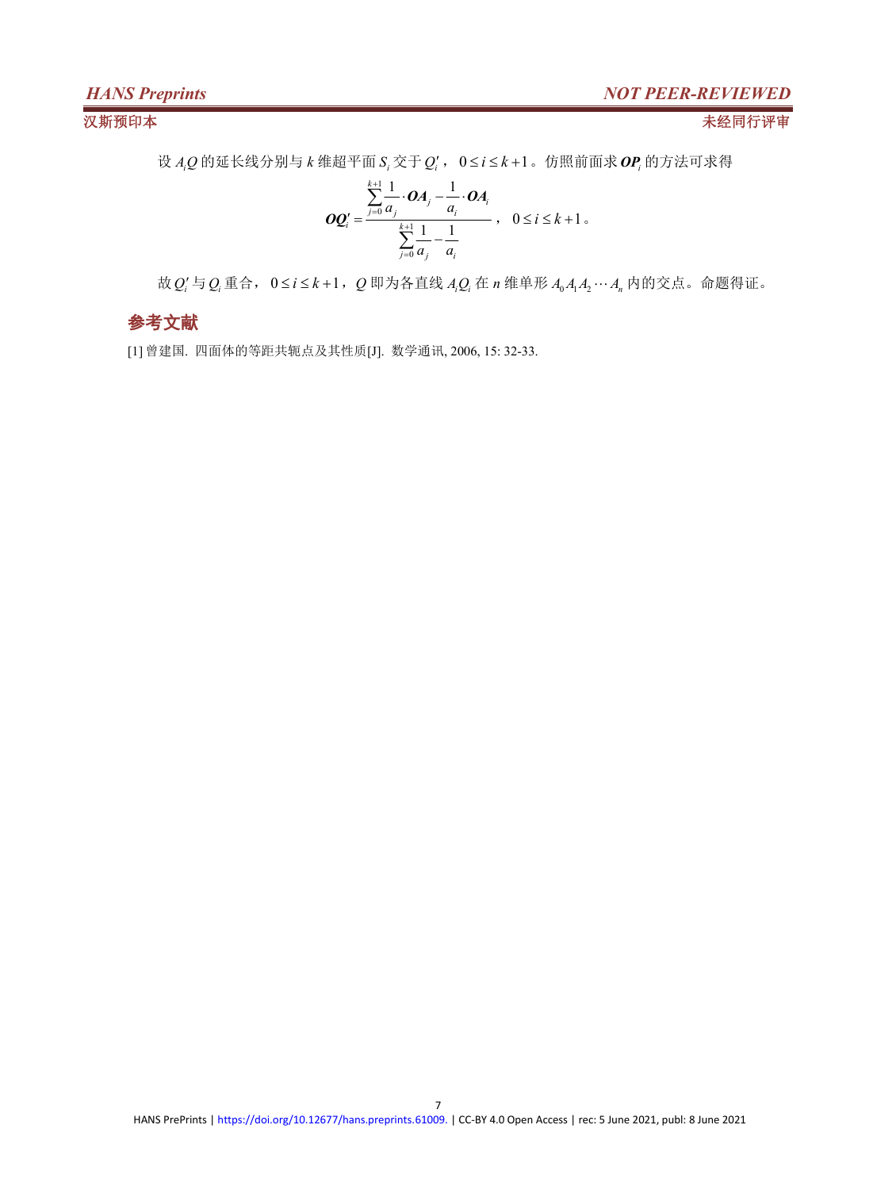设 $A_iQ$ 的延长线分别与 $k$ 维超平面 $S_i$ 交于 $Q_i'$，$0 \le i \le k+1$。仿照前面求 $\boldsymbol{OP}_i$ 的方法可求得

$$\boldsymbol{OQ}_i' = \frac{\sum_{j=0}^{k+1} \frac{1}{a_j} \cdot \boldsymbol{OA}_j - \frac{1}{a_i} \cdot \boldsymbol{OA}_i}{\sum_{j=0}^{k+1} \frac{1}{a_j} - \frac{1}{a_i}}, \quad 0 \le i \le k+1。$$

故 $Q_i'$ 与 $Q_i$ 重合，$0 \le i \le k+1$，$Q$ 即为各直线 $A_iQ_i$ 在 $n$ 维单形 $A_0A_1A_2 \cdots A_n$ 内的交点。命题得证。

## 参考文献

[1] 曾建国. 四面体的等距共轭点及其性质[J]. 数学通讯, 2006, 15: 32-33.